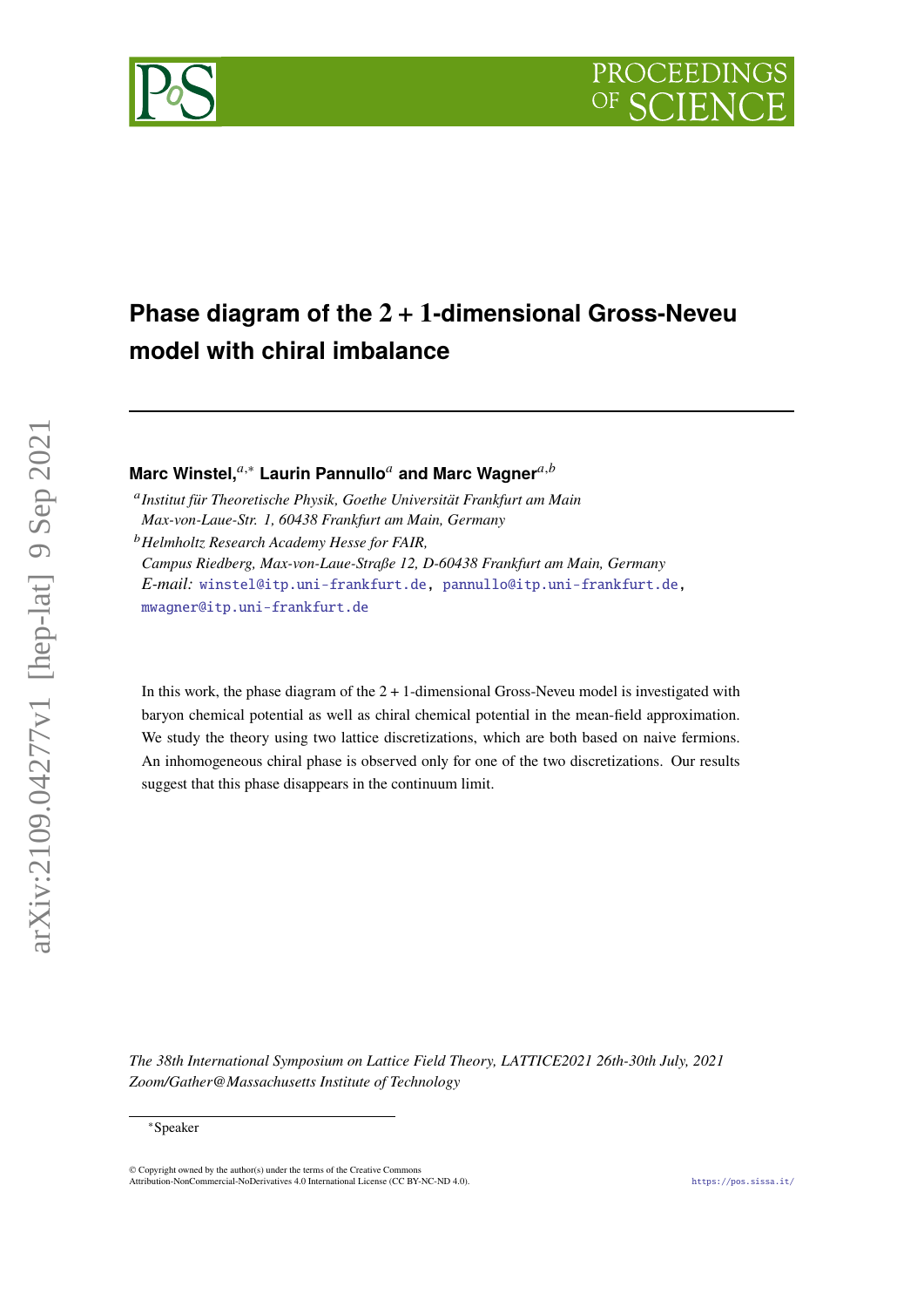# Phase diagram of the $2+1$-dimensional Gross-Neveu model with chiral imbalance

**Marc Winstel,**[a,*] **Laurin Pannullo**[a] **and Marc Wagner**[a,b]

[a] *Institut für Theoretische Physik, Goethe Universität Frankfurt am Main Max-von-Laue-Str. 1, 60438 Frankfurt am Main, Germany*

[b] *Helmholtz Research Academy Hesse for FAIR, Campus Riedberg, Max-von-Laue-Straße 12, D-60438 Frankfurt am Main, Germany*

*E-mail:* winstel@itp.uni-frankfurt.de, pannullo@itp.uni-frankfurt.de, mwagner@itp.uni-frankfurt.de

In this work, the phase diagram of the $2+1$-dimensional Gross-Neveu model is investigated with baryon chemical potential as well as chiral chemical potential in the mean-field approximation. We study the theory using two lattice discretizations, which are both based on naive fermions. An inhomogeneous chiral phase is observed only for one of the two discretizations. Our results suggest that this phase disappears in the continuum limit.

*The 38th International Symposium on Lattice Field Theory, LATTICE2021 26th-30th July, 2021 Zoom/Gather@Massachusetts Institute of Technology*

[*] Speaker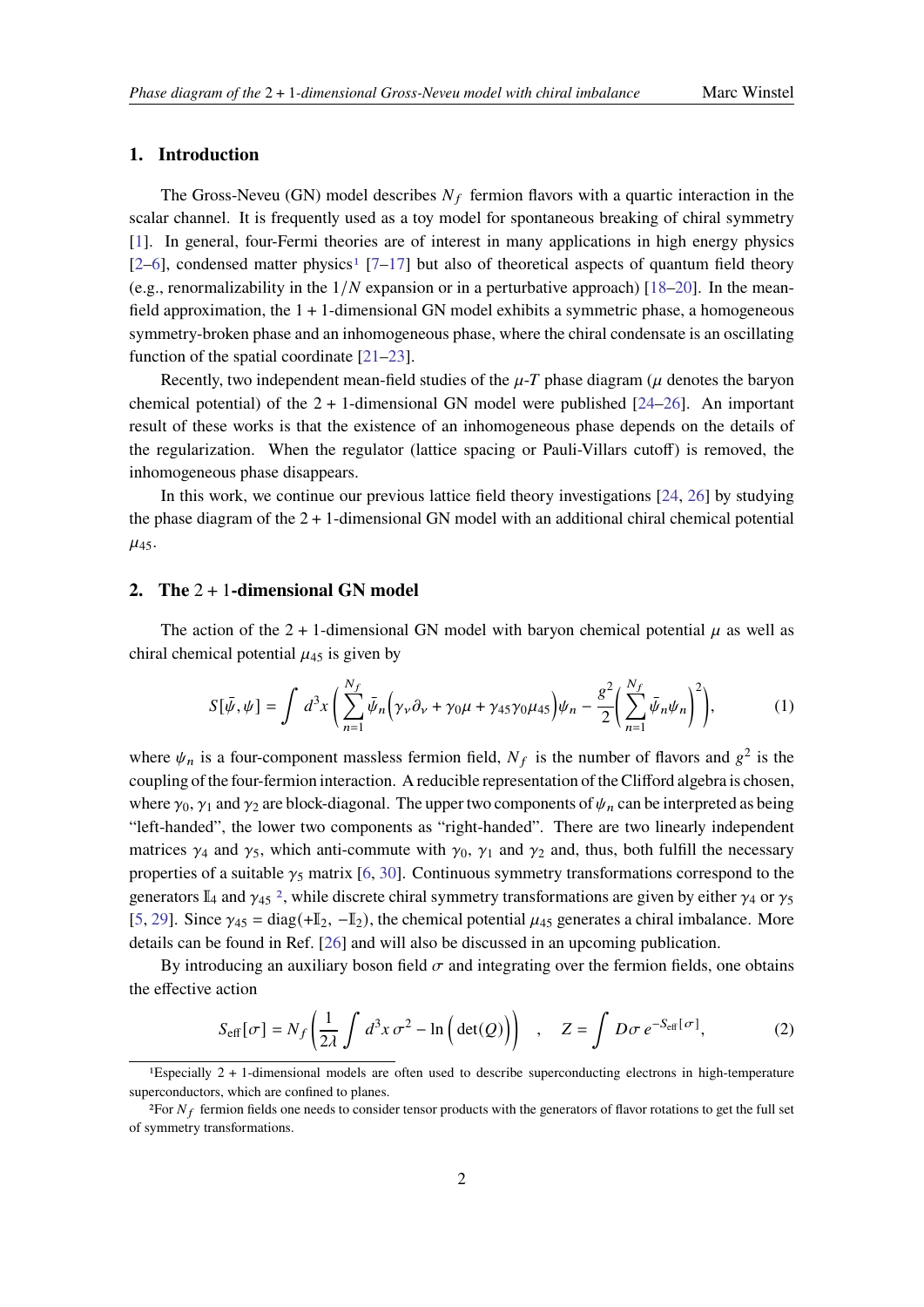## 1. Introduction

The Gross-Neveu (GN) model describes $N_f$ fermion flavors with a quartic interaction in the scalar channel. It is frequently used as a toy model for spontaneous breaking of chiral symmetry [1]. In general, four-Fermi theories are of interest in many applications in high energy physics [2–6], condensed matter physics[1] [7–17] but also of theoretical aspects of quantum field theory (e.g., renormalizability in the $1/N$ expansion or in a perturbative approach) [18–20]. In the mean-field approximation, the $1+1$-dimensional GN model exhibits a symmetric phase, a homogeneous symmetry-broken phase and an inhomogeneous phase, where the chiral condensate is an oscillating function of the spatial coordinate [21–23].

Recently, two independent mean-field studies of the $\mu$-$T$ phase diagram ($\mu$ denotes the baryon chemical potential) of the $2+1$-dimensional GN model were published [24–26]. An important result of these works is that the existence of an inhomogeneous phase depends on the details of the regularization. When the regulator (lattice spacing or Pauli-Villars cutoff) is removed, the inhomogeneous phase disappears.

In this work, we continue our previous lattice field theory investigations [24, 26] by studying the phase diagram of the $2+1$-dimensional GN model with an additional chiral chemical potential $\mu_{45}$.

## 2. The $2+1$-dimensional GN model

The action of the $2+1$-dimensional GN model with baryon chemical potential $\mu$ as well as chiral chemical potential $\mu_{45}$ is given by

$$S[\bar{\psi},\psi] = \int d^3x \left( \sum_{n=1}^{N_f} \bar{\psi}_n \Big( \gamma_\nu \partial_\nu + \gamma_0 \mu + \gamma_{45}\gamma_0 \mu_{45} \Big) \psi_n - \frac{g^2}{2} \Big( \sum_{n=1}^{N_f} \bar{\psi}_n \psi_n \Big)^2 \right), \tag{1}$$

where $\psi_n$ is a four-component massless fermion field, $N_f$ is the number of flavors and $g^2$ is the coupling of the four-fermion interaction. A reducible representation of the Clifford algebra is chosen, where $\gamma_0$, $\gamma_1$ and $\gamma_2$ are block-diagonal. The upper two components of $\psi_n$ can be interpreted as being "left-handed", the lower two components as "right-handed". There are two linearly independent matrices $\gamma_4$ and $\gamma_5$, which anti-commute with $\gamma_0$, $\gamma_1$ and $\gamma_2$ and, thus, both fulfill the necessary properties of a suitable $\gamma_5$ matrix [6, 30]. Continuous symmetry transformations correspond to the generators $\mathbb{I}_4$ and $\gamma_{45}$ [2], while discrete chiral symmetry transformations are given by either $\gamma_4$ or $\gamma_5$ [5, 29]. Since $\gamma_{45} = \mathrm{diag}(+\mathbb{I}_2, -\mathbb{I}_2)$, the chemical potential $\mu_{45}$ generates a chiral imbalance. More details can be found in Ref. [26] and will also be discussed in an upcoming publication.

By introducing an auxiliary boson field $\sigma$ and integrating over the fermion fields, one obtains the effective action

$$S_{\text{eff}}[\sigma] = N_f \left( \frac{1}{2\lambda} \int d^3x\, \sigma^2 - \ln\Big(\det(Q)\Big) \right) \quad , \quad Z = \int D\sigma\, e^{-S_{\text{eff}}[\sigma]}, \tag{2}$$

[1] Especially $2+1$-dimensional models are often used to describe superconducting electrons in high-temperature superconductors, which are confined to planes.

[2] For $N_f$ fermion fields one needs to consider tensor products with the generators of flavor rotations to get the full set of symmetry transformations.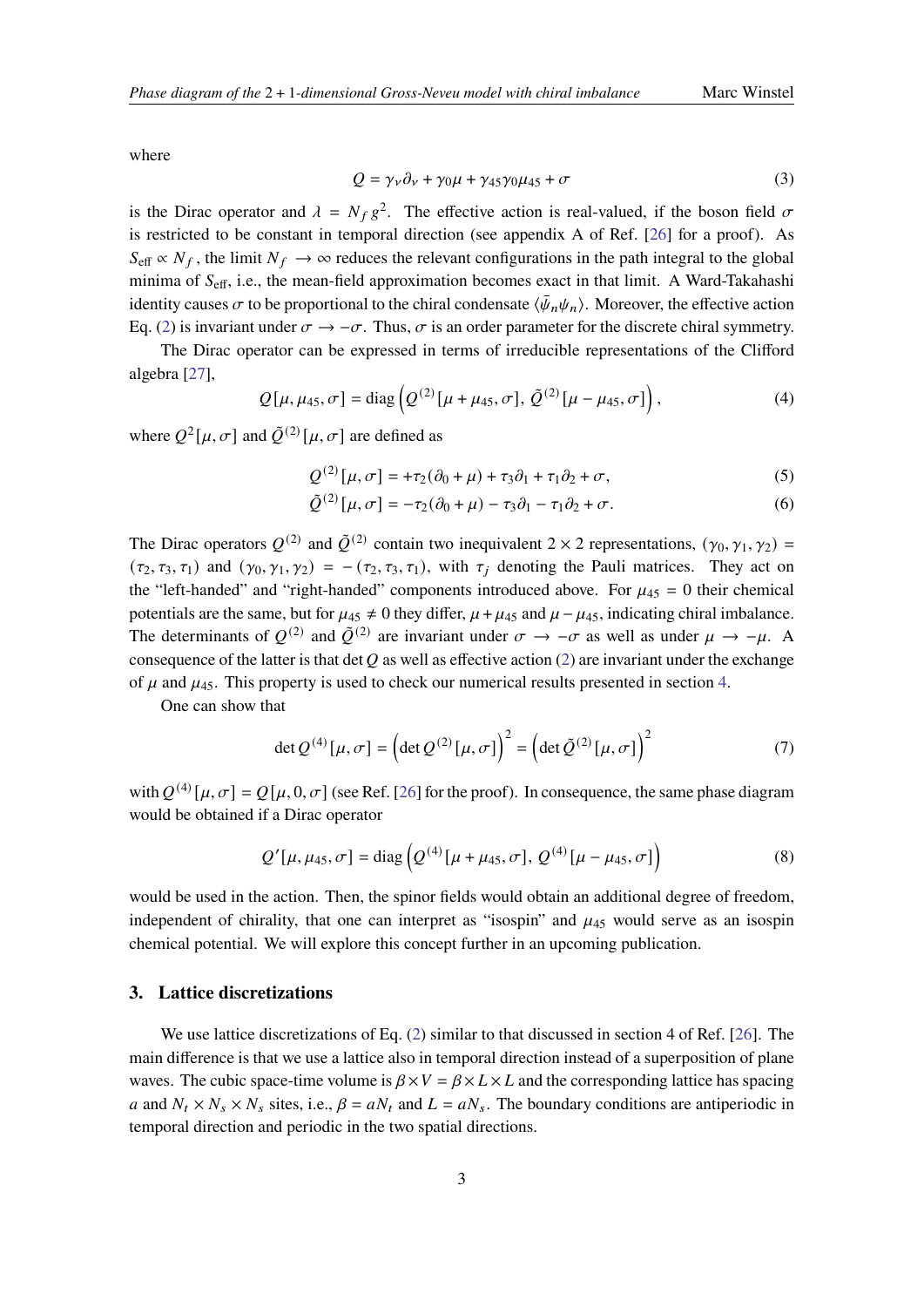where

$$Q = \gamma_\nu \partial_\nu + \gamma_0 \mu + \gamma_{45}\gamma_0 \mu_{45} + \sigma \tag{3}$$

is the Dirac operator and $\lambda = N_f g^2$. The effective action is real-valued, if the boson field $\sigma$ is restricted to be constant in temporal direction (see appendix A of Ref. [26] for a proof). As $S_{\text{eff}} \propto N_f$, the limit $N_f \to \infty$ reduces the relevant configurations in the path integral to the global minima of $S_{\text{eff}}$, i.e., the mean-field approximation becomes exact in that limit. A Ward-Takahashi identity causes $\sigma$ to be proportional to the chiral condensate $\langle \bar{\psi}_n \psi_n \rangle$. Moreover, the effective action Eq. (2) is invariant under $\sigma \to -\sigma$. Thus, $\sigma$ is an order parameter for the discrete chiral symmetry.

The Dirac operator can be expressed in terms of irreducible representations of the Clifford algebra [27],

$$Q[\mu, \mu_{45}, \sigma] = \text{diag}\left(Q^{(2)}[\mu + \mu_{45}, \sigma],\, \tilde{Q}^{(2)}[\mu - \mu_{45}, \sigma]\right), \tag{4}$$

where $Q^2[\mu, \sigma]$ and $\tilde{Q}^{(2)}[\mu, \sigma]$ are defined as

$$Q^{(2)}[\mu, \sigma] = +\tau_2(\partial_0 + \mu) + \tau_3 \partial_1 + \tau_1 \partial_2 + \sigma, \tag{5}$$

$$\tilde{Q}^{(2)}[\mu, \sigma] = -\tau_2(\partial_0 + \mu) - \tau_3 \partial_1 - \tau_1 \partial_2 + \sigma. \tag{6}$$

The Dirac operators $Q^{(2)}$ and $\tilde{Q}^{(2)}$ contain two inequivalent $2 \times 2$ representations, $(\gamma_0, \gamma_1, \gamma_2) = (\tau_2, \tau_3, \tau_1)$ and $(\gamma_0, \gamma_1, \gamma_2) = -(\tau_2, \tau_3, \tau_1)$, with $\tau_j$ denoting the Pauli matrices. They act on the "left-handed" and "right-handed" components introduced above. For $\mu_{45} = 0$ their chemical potentials are the same, but for $\mu_{45} \neq 0$ they differ, $\mu + \mu_{45}$ and $\mu - \mu_{45}$, indicating chiral imbalance. The determinants of $Q^{(2)}$ and $\tilde{Q}^{(2)}$ are invariant under $\sigma \to -\sigma$ as well as under $\mu \to -\mu$. A consequence of the latter is that $\det Q$ as well as effective action (2) are invariant under the exchange of $\mu$ and $\mu_{45}$. This property is used to check our numerical results presented in section 4.

One can show that

$$\det Q^{(4)}[\mu, \sigma] = \left(\det Q^{(2)}[\mu, \sigma]\right)^2 = \left(\det \tilde{Q}^{(2)}[\mu, \sigma]\right)^2 \tag{7}$$

with $Q^{(4)}[\mu, \sigma] = Q[\mu, 0, \sigma]$ (see Ref. [26] for the proof). In consequence, the same phase diagram would be obtained if a Dirac operator

$$Q'[\mu, \mu_{45}, \sigma] = \text{diag}\left(Q^{(4)}[\mu + \mu_{45}, \sigma],\, Q^{(4)}[\mu - \mu_{45}, \sigma]\right) \tag{8}$$

would be used in the action. Then, the spinor fields would obtain an additional degree of freedom, independent of chirality, that one can interpret as "isospin" and $\mu_{45}$ would serve as an isospin chemical potential. We will explore this concept further in an upcoming publication.

## 3. Lattice discretizations

We use lattice discretizations of Eq. (2) similar to that discussed in section 4 of Ref. [26]. The main difference is that we use a lattice also in temporal direction instead of a superposition of plane waves. The cubic space-time volume is $\beta \times V = \beta \times L \times L$ and the corresponding lattice has spacing $a$ and $N_t \times N_s \times N_s$ sites, i.e., $\beta = aN_t$ and $L = aN_s$. The boundary conditions are antiperiodic in temporal direction and periodic in the two spatial directions.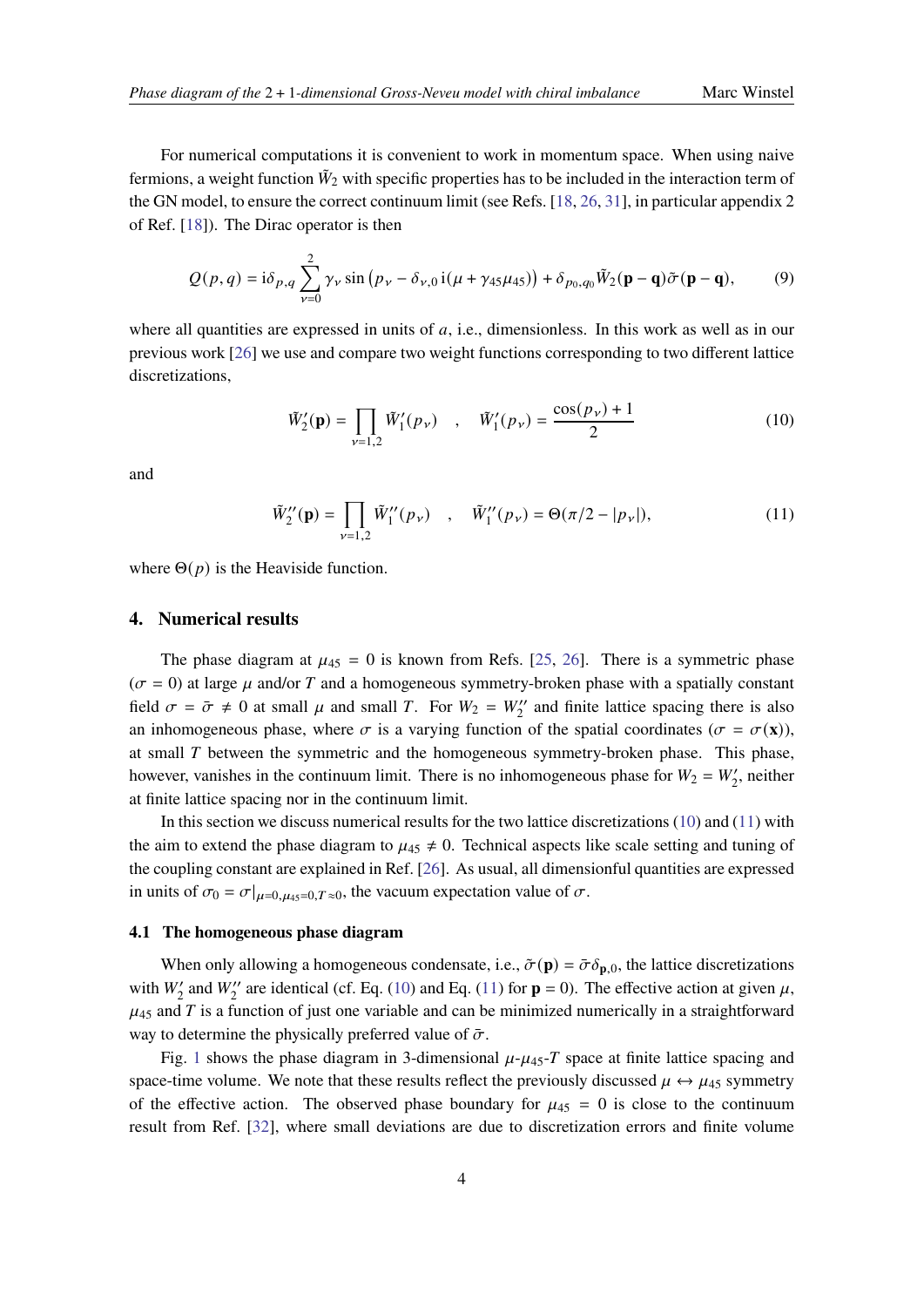For numerical computations it is convenient to work in momentum space. When using naive fermions, a weight function $\tilde{W}_2$ with specific properties has to be included in the interaction term of the GN model, to ensure the correct continuum limit (see Refs. [18, 26, 31], in particular appendix 2 of Ref. [18]). The Dirac operator is then

$$Q(p,q) = \mathrm{i}\delta_{p,q} \sum_{\nu=0}^{2} \gamma_\nu \sin\left(p_\nu - \delta_{\nu,0}\,\mathrm{i}(\mu + \gamma_{45}\mu_{45})\right) + \delta_{p_0,q_0} \tilde{W}_2(\mathbf{p}-\mathbf{q})\tilde{\sigma}(\mathbf{p}-\mathbf{q}), \tag{9}$$

where all quantities are expressed in units of $a$, i.e., dimensionless. In this work as well as in our previous work [26] we use and compare two weight functions corresponding to two different lattice discretizations,

$$\tilde{W}_2'(\mathbf{p}) = \prod_{\nu=1,2} \tilde{W}_1'(p_\nu) \quad , \quad \tilde{W}_1'(p_\nu) = \frac{\cos(p_\nu)+1}{2} \tag{10}$$

and

$$\tilde{W}_2''(\mathbf{p}) = \prod_{\nu=1,2} \tilde{W}_1''(p_\nu) \quad , \quad \tilde{W}_1''(p_\nu) = \Theta(\pi/2 - |p_\nu|), \tag{11}$$

where $\Theta(p)$ is the Heaviside function.

## 4. Numerical results

The phase diagram at $\mu_{45} = 0$ is known from Refs. [25, 26]. There is a symmetric phase ($\sigma = 0$) at large $\mu$ and/or $T$ and a homogeneous symmetry-broken phase with a spatially constant field $\sigma = \bar{\sigma} \neq 0$ at small $\mu$ and small $T$. For $W_2 = W_2''$ and finite lattice spacing there is also an inhomogeneous phase, where $\sigma$ is a varying function of the spatial coordinates ($\sigma = \sigma(\mathbf{x})$), at small $T$ between the symmetric and the homogeneous symmetry-broken phase. This phase, however, vanishes in the continuum limit. There is no inhomogeneous phase for $W_2 = W_2'$, neither at finite lattice spacing nor in the continuum limit.

In this section we discuss numerical results for the two lattice discretizations (10) and (11) with the aim to extend the phase diagram to $\mu_{45} \neq 0$. Technical aspects like scale setting and tuning of the coupling constant are explained in Ref. [26]. As usual, all dimensionful quantities are expressed in units of $\sigma_0 = \sigma|_{\mu=0,\mu_{45}=0,T\approx 0}$, the vacuum expectation value of $\sigma$.

### 4.1 The homogeneous phase diagram

When only allowing a homogeneous condensate, i.e., $\tilde{\sigma}(\mathbf{p}) = \bar{\sigma}\delta_{\mathbf{p},0}$, the lattice discretizations with $W_2'$ and $W_2''$ are identical (cf. Eq. (10) and Eq. (11) for $\mathbf{p} = 0$). The effective action at given $\mu$, $\mu_{45}$ and $T$ is a function of just one variable and can be minimized numerically in a straightforward way to determine the physically preferred value of $\bar{\sigma}$.

Fig. 1 shows the phase diagram in 3-dimensional $\mu$-$\mu_{45}$-$T$ space at finite lattice spacing and space-time volume. We note that these results reflect the previously discussed $\mu \leftrightarrow \mu_{45}$ symmetry of the effective action. The observed phase boundary for $\mu_{45} = 0$ is close to the continuum result from Ref. [32], where small deviations are due to discretization errors and finite volume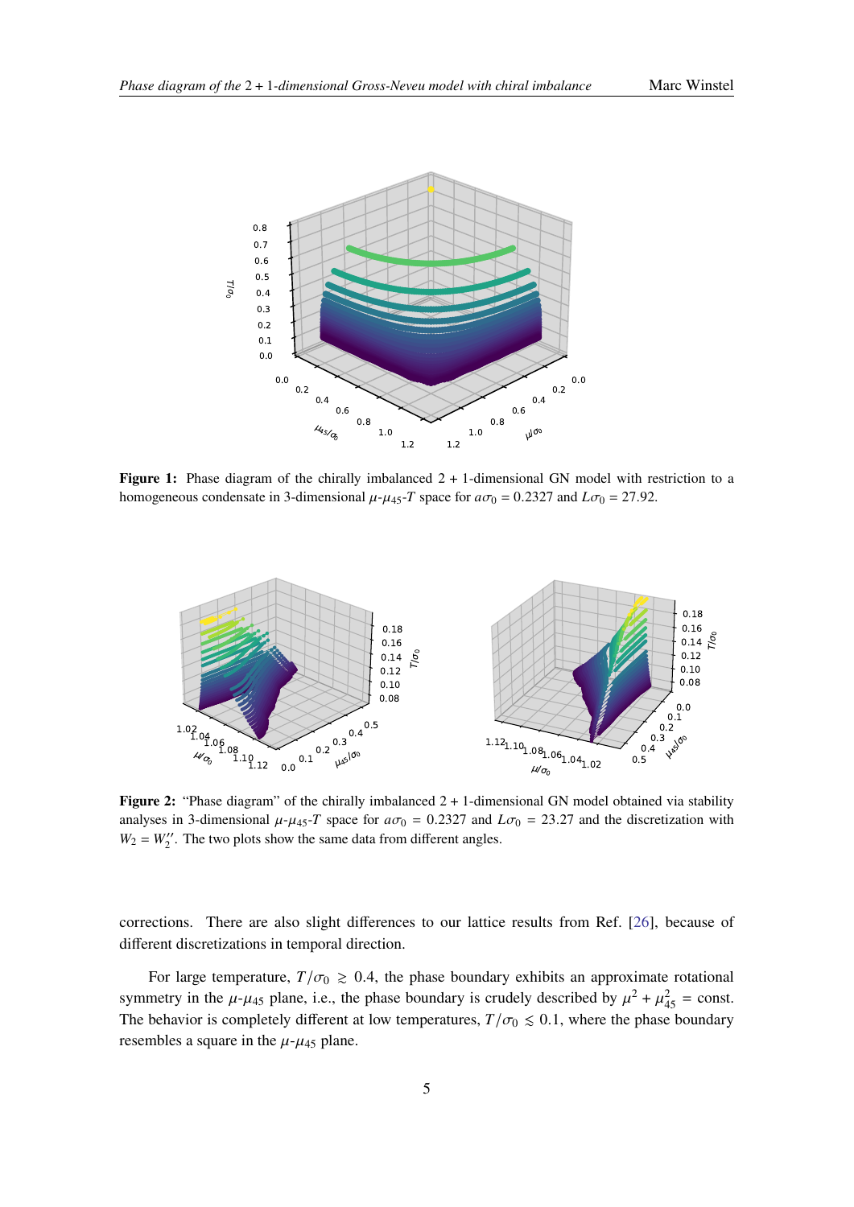**Figure 1:** Phase diagram of the chirally imbalanced 2 + 1-dimensional GN model with restriction to a homogeneous condensate in 3-dimensional $\mu$-$\mu_{45}$-$T$ space for $a\sigma_0 = 0.2327$ and $L\sigma_0 = 27.92$.

**Figure 2:** "Phase diagram" of the chirally imbalanced 2 + 1-dimensional GN model obtained via stability analyses in 3-dimensional $\mu$-$\mu_{45}$-$T$ space for $a\sigma_0 = 0.2327$ and $L\sigma_0 = 23.27$ and the discretization with $W_2 = W_2''$. The two plots show the same data from different angles.

corrections. There are also slight differences to our lattice results from Ref. [26], because of different discretizations in temporal direction.

For large temperature, $T/\sigma_0 \gtrsim 0.4$, the phase boundary exhibits an approximate rotational symmetry in the $\mu$-$\mu_{45}$ plane, i.e., the phase boundary is crudely described by $\mu^2 + \mu_{45}^2 = \text{const.}$ The behavior is completely different at low temperatures, $T/\sigma_0 \lesssim 0.1$, where the phase boundary resembles a square in the $\mu$-$\mu_{45}$ plane.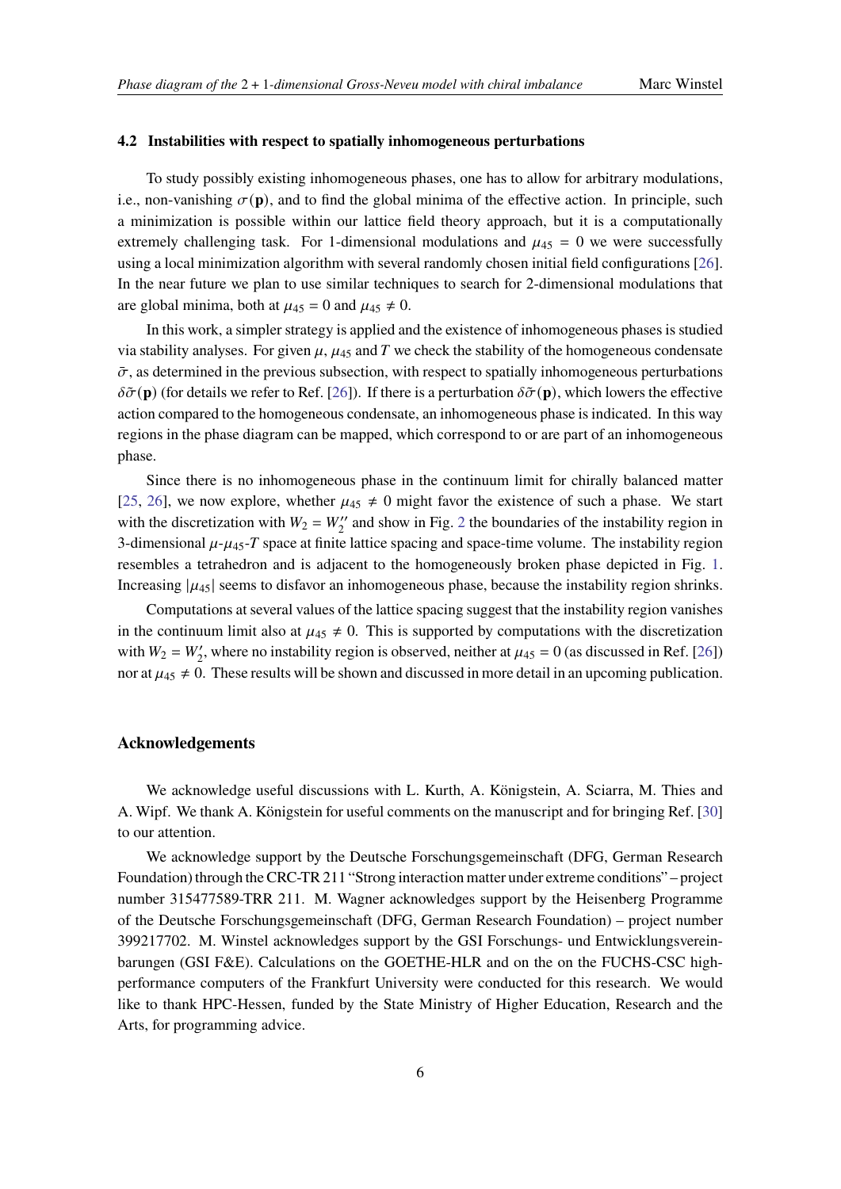### 4.2 Instabilities with respect to spatially inhomogeneous perturbations

To study possibly existing inhomogeneous phases, one has to allow for arbitrary modulations, i.e., non-vanishing $\sigma(\mathbf{p})$, and to find the global minima of the effective action. In principle, such a minimization is possible within our lattice field theory approach, but it is a computationally extremely challenging task. For 1-dimensional modulations and $\mu_{45} = 0$ we were successfully using a local minimization algorithm with several randomly chosen initial field configurations [26]. In the near future we plan to use similar techniques to search for 2-dimensional modulations that are global minima, both at $\mu_{45} = 0$ and $\mu_{45} \neq 0$.

In this work, a simpler strategy is applied and the existence of inhomogeneous phases is studied via stability analyses. For given $\mu$, $\mu_{45}$ and $T$ we check the stability of the homogeneous condensate $\bar{\sigma}$, as determined in the previous subsection, with respect to spatially inhomogeneous perturbations $\delta\tilde{\sigma}(\mathbf{p})$ (for details we refer to Ref. [26]). If there is a perturbation $\delta\tilde{\sigma}(\mathbf{p})$, which lowers the effective action compared to the homogeneous condensate, an inhomogeneous phase is indicated. In this way regions in the phase diagram can be mapped, which correspond to or are part of an inhomogeneous phase.

Since there is no inhomogeneous phase in the continuum limit for chirally balanced matter [25, 26], we now explore, whether $\mu_{45} \neq 0$ might favor the existence of such a phase. We start with the discretization with $W_2 = W_2''$ and show in Fig. 2 the boundaries of the instability region in 3-dimensional $\mu$-$\mu_{45}$-$T$ space at finite lattice spacing and space-time volume. The instability region resembles a tetrahedron and is adjacent to the homogeneously broken phase depicted in Fig. 1. Increasing $|\mu_{45}|$ seems to disfavor an inhomogeneous phase, because the instability region shrinks.

Computations at several values of the lattice spacing suggest that the instability region vanishes in the continuum limit also at $\mu_{45} \neq 0$. This is supported by computations with the discretization with $W_2 = W_2'$, where no instability region is observed, neither at $\mu_{45} = 0$ (as discussed in Ref. [26]) nor at $\mu_{45} \neq 0$. These results will be shown and discussed in more detail in an upcoming publication.

## Acknowledgements

We acknowledge useful discussions with L. Kurth, A. Königstein, A. Sciarra, M. Thies and A. Wipf. We thank A. Königstein for useful comments on the manuscript and for bringing Ref. [30] to our attention.

We acknowledge support by the Deutsche Forschungsgemeinschaft (DFG, German Research Foundation) through the CRC-TR 211 "Strong interaction matter under extreme conditions" – project number 315477589-TRR 211. M. Wagner acknowledges support by the Heisenberg Programme of the Deutsche Forschungsgemeinschaft (DFG, German Research Foundation) – project number 399217702. M. Winstel acknowledges support by the GSI Forschungs- und Entwicklungsvereinbarungen (GSI F&E). Calculations on the GOETHE-HLR and on the on the FUCHS-CSC high-performance computers of the Frankfurt University were conducted for this research. We would like to thank HPC-Hessen, funded by the State Ministry of Higher Education, Research and the Arts, for programming advice.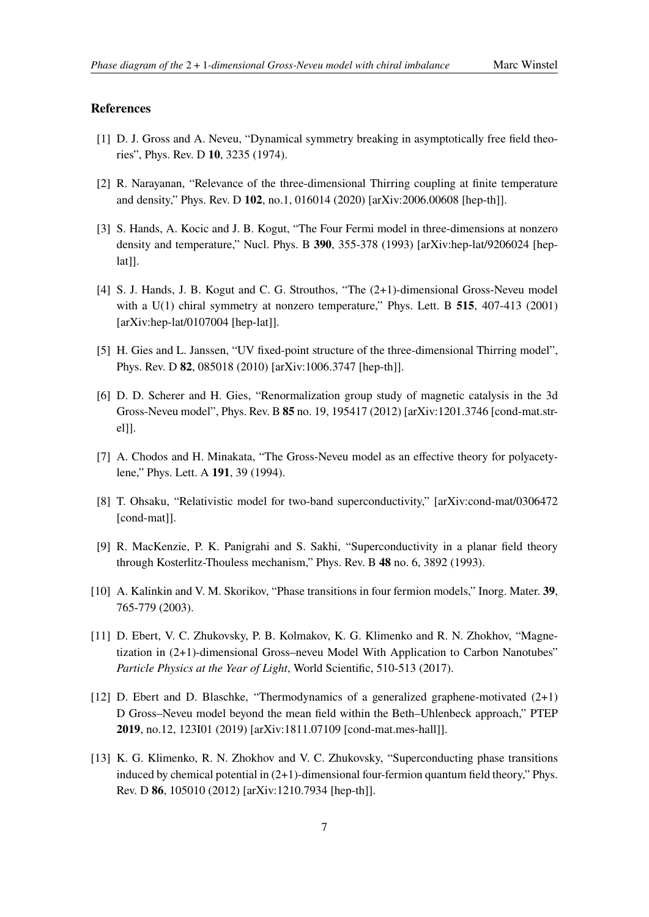## References

[1] D. J. Gross and A. Neveu, "Dynamical symmetry breaking in asymptotically free field theories", Phys. Rev. D **10**, 3235 (1974).

[2] R. Narayanan, "Relevance of the three-dimensional Thirring coupling at finite temperature and density," Phys. Rev. D **102**, no.1, 016014 (2020) [arXiv:2006.00608 [hep-th]].

[3] S. Hands, A. Kocic and J. B. Kogut, "The Four Fermi model in three-dimensions at nonzero density and temperature," Nucl. Phys. B **390**, 355-378 (1993) [arXiv:hep-lat/9206024 [hep-lat]].

[4] S. J. Hands, J. B. Kogut and C. G. Strouthos, "The (2+1)-dimensional Gross-Neveu model with a U(1) chiral symmetry at nonzero temperature," Phys. Lett. B **515**, 407-413 (2001) [arXiv:hep-lat/0107004 [hep-lat]].

[5] H. Gies and L. Janssen, "UV fixed-point structure of the three-dimensional Thirring model", Phys. Rev. D **82**, 085018 (2010) [arXiv:1006.3747 [hep-th]].

[6] D. D. Scherer and H. Gies, "Renormalization group study of magnetic catalysis in the 3d Gross-Neveu model", Phys. Rev. B **85** no. 19, 195417 (2012) [arXiv:1201.3746 [cond-mat.str-el]].

[7] A. Chodos and H. Minakata, "The Gross-Neveu model as an effective theory for polyacetylene," Phys. Lett. A **191**, 39 (1994).

[8] T. Ohsaku, "Relativistic model for two-band superconductivity," [arXiv:cond-mat/0306472 [cond-mat]].

[9] R. MacKenzie, P. K. Panigrahi and S. Sakhi, "Superconductivity in a planar field theory through Kosterlitz-Thouless mechanism," Phys. Rev. B **48** no. 6, 3892 (1993).

[10] A. Kalinkin and V. M. Skorikov, "Phase transitions in four fermion models," Inorg. Mater. **39**, 765-779 (2003).

[11] D. Ebert, V. C. Zhukovsky, P. B. Kolmakov, K. G. Klimenko and R. N. Zhokhov, "Magnetization in (2+1)-dimensional Gross–neveu Model With Application to Carbon Nanotubes" *Particle Physics at the Year of Light*, World Scientific, 510-513 (2017).

[12] D. Ebert and D. Blaschke, "Thermodynamics of a generalized graphene-motivated (2+1) D Gross–Neveu model beyond the mean field within the Beth–Uhlenbeck approach," PTEP **2019**, no.12, 123I01 (2019) [arXiv:1811.07109 [cond-mat.mes-hall]].

[13] K. G. Klimenko, R. N. Zhokhov and V. C. Zhukovsky, "Superconducting phase transitions induced by chemical potential in (2+1)-dimensional four-fermion quantum field theory," Phys. Rev. D **86**, 105010 (2012) [arXiv:1210.7934 [hep-th]].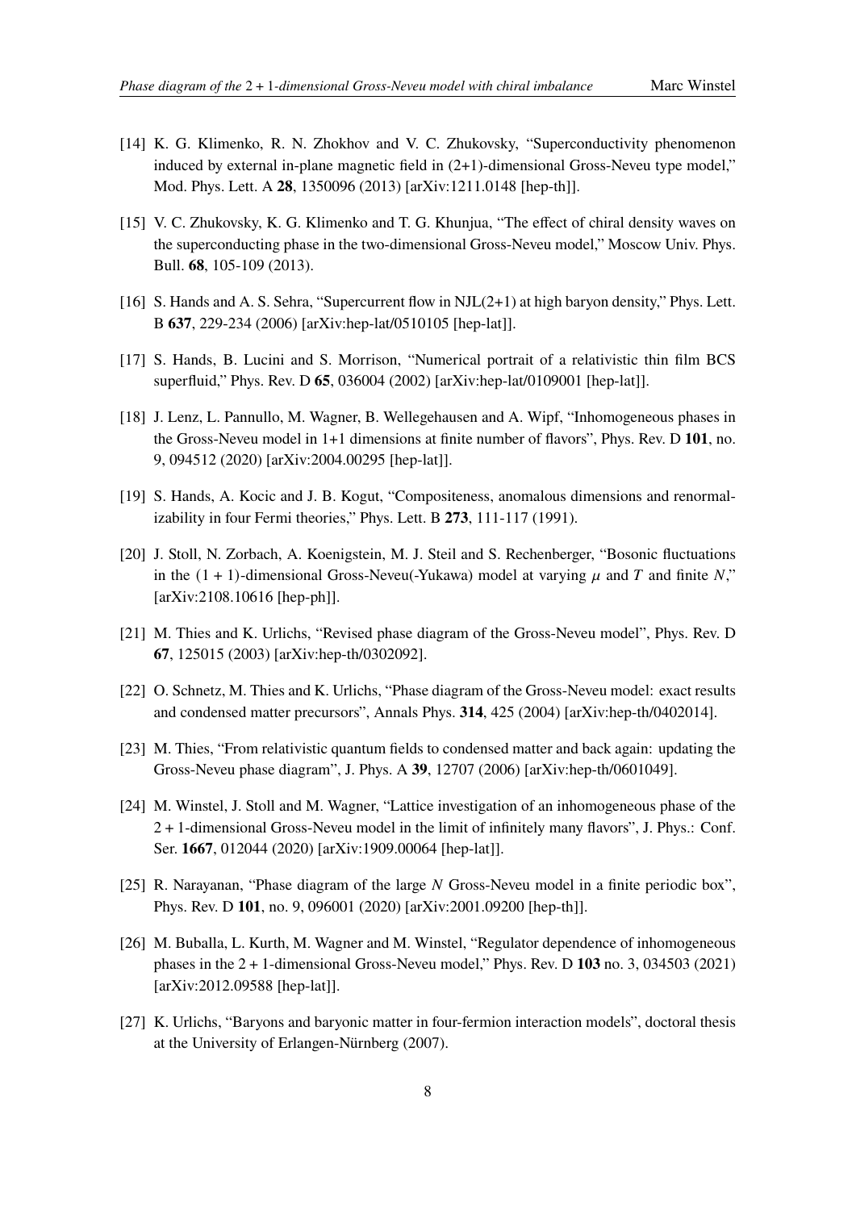[14] K. G. Klimenko, R. N. Zhokhov and V. C. Zhukovsky, "Superconductivity phenomenon induced by external in-plane magnetic field in (2+1)-dimensional Gross-Neveu type model," Mod. Phys. Lett. A **28**, 1350096 (2013) [arXiv:1211.0148 [hep-th]].

[15] V. C. Zhukovsky, K. G. Klimenko and T. G. Khunjua, "The effect of chiral density waves on the superconducting phase in the two-dimensional Gross-Neveu model," Moscow Univ. Phys. Bull. **68**, 105-109 (2013).

[16] S. Hands and A. S. Sehra, "Supercurrent flow in NJL(2+1) at high baryon density," Phys. Lett. B **637**, 229-234 (2006) [arXiv:hep-lat/0510105 [hep-lat]].

[17] S. Hands, B. Lucini and S. Morrison, "Numerical portrait of a relativistic thin film BCS superfluid," Phys. Rev. D **65**, 036004 (2002) [arXiv:hep-lat/0109001 [hep-lat]].

[18] J. Lenz, L. Pannullo, M. Wagner, B. Wellegehausen and A. Wipf, "Inhomogeneous phases in the Gross-Neveu model in 1+1 dimensions at finite number of flavors", Phys. Rev. D **101**, no. 9, 094512 (2020) [arXiv:2004.00295 [hep-lat]].

[19] S. Hands, A. Kocic and J. B. Kogut, "Compositeness, anomalous dimensions and renormalizability in four Fermi theories," Phys. Lett. B **273**, 111-117 (1991).

[20] J. Stoll, N. Zorbach, A. Koenigstein, M. J. Steil and S. Rechenberger, "Bosonic fluctuations in the $(1 + 1)$-dimensional Gross-Neveu(-Yukawa) model at varying $\mu$ and $T$ and finite $N$," [arXiv:2108.10616 [hep-ph]].

[21] M. Thies and K. Urlichs, "Revised phase diagram of the Gross-Neveu model", Phys. Rev. D **67**, 125015 (2003) [arXiv:hep-th/0302092].

[22] O. Schnetz, M. Thies and K. Urlichs, "Phase diagram of the Gross-Neveu model: exact results and condensed matter precursors", Annals Phys. **314**, 425 (2004) [arXiv:hep-th/0402014].

[23] M. Thies, "From relativistic quantum fields to condensed matter and back again: updating the Gross-Neveu phase diagram", J. Phys. A **39**, 12707 (2006) [arXiv:hep-th/0601049].

[24] M. Winstel, J. Stoll and M. Wagner, "Lattice investigation of an inhomogeneous phase of the $2 + 1$-dimensional Gross-Neveu model in the limit of infinitely many flavors", J. Phys.: Conf. Ser. **1667**, 012044 (2020) [arXiv:1909.00064 [hep-lat]].

[25] R. Narayanan, "Phase diagram of the large $N$ Gross-Neveu model in a finite periodic box", Phys. Rev. D **101**, no. 9, 096001 (2020) [arXiv:2001.09200 [hep-th]].

[26] M. Buballa, L. Kurth, M. Wagner and M. Winstel, "Regulator dependence of inhomogeneous phases in the $2 + 1$-dimensional Gross-Neveu model," Phys. Rev. D **103** no. 3, 034503 (2021) [arXiv:2012.09588 [hep-lat]].

[27] K. Urlichs, "Baryons and baryonic matter in four-fermion interaction models", doctoral thesis at the University of Erlangen-Nürnberg (2007).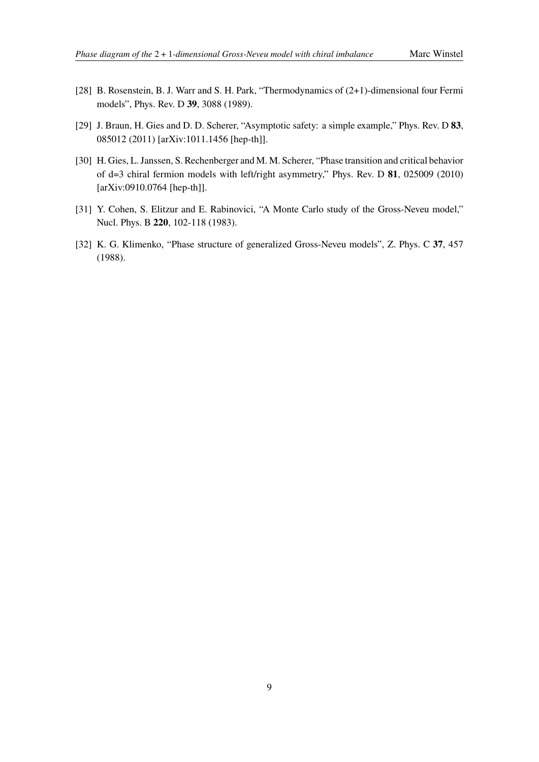[28] B. Rosenstein, B. J. Warr and S. H. Park, "Thermodynamics of (2+1)-dimensional four Fermi models", Phys. Rev. D **39**, 3088 (1989).

[29] J. Braun, H. Gies and D. D. Scherer, "Asymptotic safety: a simple example," Phys. Rev. D **83**, 085012 (2011) [arXiv:1011.1456 [hep-th]].

[30] H. Gies, L. Janssen, S. Rechenberger and M. M. Scherer, "Phase transition and critical behavior of d=3 chiral fermion models with left/right asymmetry," Phys. Rev. D **81**, 025009 (2010) [arXiv:0910.0764 [hep-th]].

[31] Y. Cohen, S. Elitzur and E. Rabinovici, "A Monte Carlo study of the Gross-Neveu model," Nucl. Phys. B **220**, 102-118 (1983).

[32] K. G. Klimenko, "Phase structure of generalized Gross-Neveu models", Z. Phys. C **37**, 457 (1988).